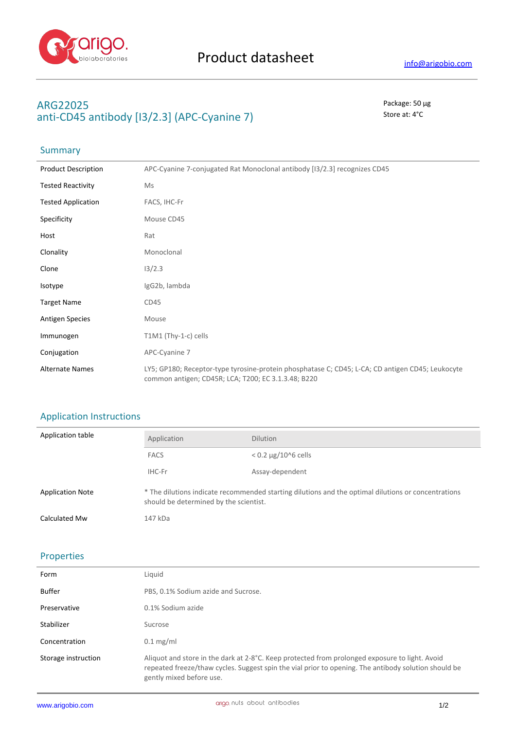Product datasheet

info@arigobio.com

# ARG22025
# anti-CD45 antibody [I3/2.3] (APC-Cyanine 7)

Package: 50 μg
Store at: 4°C

## Summary

| | |
|---|---|
| Product Description | APC-Cyanine 7-conjugated Rat Monoclonal antibody [I3/2.3] recognizes CD45 |
| Tested Reactivity | Ms |
| Tested Application | FACS, IHC-Fr |
| Specificity | Mouse CD45 |
| Host | Rat |
| Clonality | Monoclonal |
| Clone | I3/2.3 |
| Isotype | IgG2b, lambda |
| Target Name | CD45 |
| Antigen Species | Mouse |
| Immunogen | T1M1 (Thy-1-c) cells |
| Conjugation | APC-Cyanine 7 |
| Alternate Names | LY5; GP180; Receptor-type tyrosine-protein phosphatase C; CD45; L-CA; CD antigen CD45; Leukocyte common antigen; CD45R; LCA; T200; EC 3.1.3.48; B220 |

## Application Instructions

Application table

| Application | Dilution |
|---|---|
| FACS | < 0.2 µg/10^6 cells |
| IHC-Fr | Assay-dependent |

| | |
|---|---|
| Application Note | * The dilutions indicate recommended starting dilutions and the optimal dilutions or concentrations should be determined by the scientist. |
| Calculated Mw | 147 kDa |

## Properties

| | |
|---|---|
| Form | Liquid |
| Buffer | PBS, 0.1% Sodium azide and Sucrose. |
| Preservative | 0.1% Sodium azide |
| Stabilizer | Sucrose |
| Concentration | 0.1 mg/ml |
| Storage instruction | Aliquot and store in the dark at 2-8°C. Keep protected from prolonged exposure to light. Avoid repeated freeze/thaw cycles. Suggest spin the vial prior to opening. The antibody solution should be gently mixed before use. |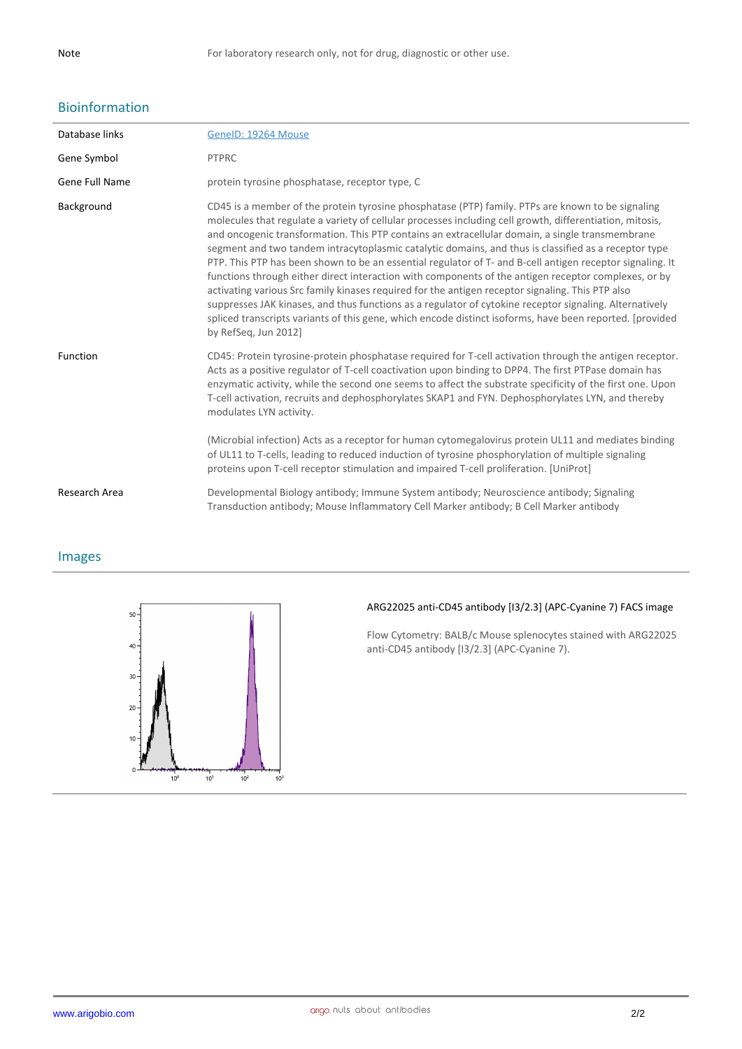| | |
|---|---|
| Note | For laboratory research only, not for drug, diagnostic or other use. |

## Bioinformation

| | |
|---|---|
| Database links | GeneID: 19264 Mouse |
| Gene Symbol | PTPRC |
| Gene Full Name | protein tyrosine phosphatase, receptor type, C |
| Background | CD45 is a member of the protein tyrosine phosphatase (PTP) family. PTPs are known to be signaling molecules that regulate a variety of cellular processes including cell growth, differentiation, mitosis, and oncogenic transformation. This PTP contains an extracellular domain, a single transmembrane segment and two tandem intracytoplasmic catalytic domains, and thus is classified as a receptor type PTP. This PTP has been shown to be an essential regulator of T- and B-cell antigen receptor signaling. It functions through either direct interaction with components of the antigen receptor complexes, or by activating various Src family kinases required for the antigen receptor signaling. This PTP also suppresses JAK kinases, and thus functions as a regulator of cytokine receptor signaling. Alternatively spliced transcripts variants of this gene, which encode distinct isoforms, have been reported. [provided by RefSeq, Jun 2012] |
| Function | CD45: Protein tyrosine-protein phosphatase required for T-cell activation through the antigen receptor. Acts as a positive regulator of T-cell coactivation upon binding to DPP4. The first PTPase domain has enzymatic activity, while the second one seems to affect the substrate specificity of the first one. Upon T-cell activation, recruits and dephosphorylates SKAP1 and FYN. Dephosphorylates LYN, and thereby modulates LYN activity.<br><br>(Microbial infection) Acts as a receptor for human cytomegalovirus protein UL11 and mediates binding of UL11 to T-cells, leading to reduced induction of tyrosine phosphorylation of multiple signaling proteins upon T-cell receptor stimulation and impaired T-cell proliferation. [UniProt] |
| Research Area | Developmental Biology antibody; Immune System antibody; Neuroscience antibody; Signaling Transduction antibody; Mouse Inflammatory Cell Marker antibody; B Cell Marker antibody |

## Images

50
40
30
20
10
0
$10^0$
$10^1$
$10^2$
$10^3$

**ARG22025 anti-CD45 antibody [I3/2.3] (APC-Cyanine 7) FACS image**

Flow Cytometry: BALB/c Mouse splenocytes stained with ARG22025 anti-CD45 antibody [I3/2.3] (APC-Cyanine 7).